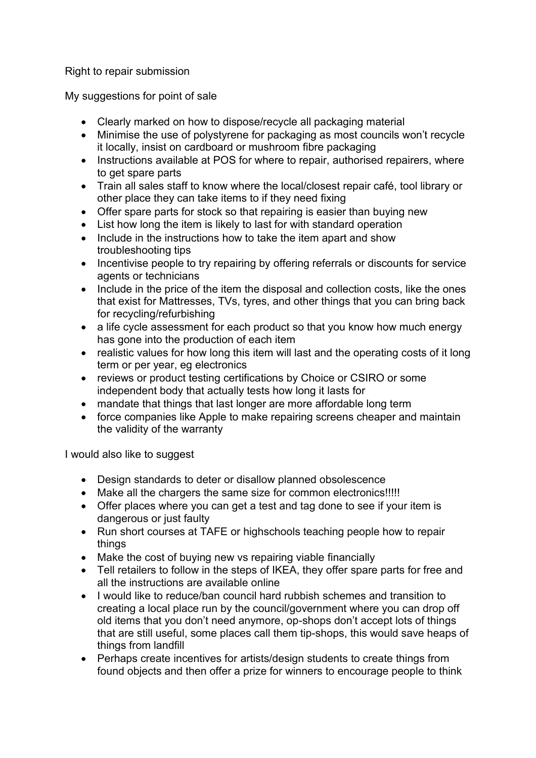Right to repair submission

My suggestions for point of sale

- Clearly marked on how to dispose/recycle all packaging material
- Minimise the use of polystyrene for packaging as most councils won't recycle it locally, insist on cardboard or mushroom fibre packaging
- Instructions available at POS for where to repair, authorised repairers, where to get spare parts
- Train all sales staff to know where the local/closest repair café, tool library or other place they can take items to if they need fixing
- Offer spare parts for stock so that repairing is easier than buying new
- List how long the item is likely to last for with standard operation
- Include in the instructions how to take the item apart and show troubleshooting tips
- Incentivise people to try repairing by offering referrals or discounts for service agents or technicians
- Include in the price of the item the disposal and collection costs, like the ones that exist for Mattresses, TVs, tyres, and other things that you can bring back for recycling/refurbishing
- a life cycle assessment for each product so that you know how much energy has gone into the production of each item
- realistic values for how long this item will last and the operating costs of it long term or per year, eg electronics
- reviews or product testing certifications by Choice or CSIRO or some independent body that actually tests how long it lasts for
- mandate that things that last longer are more affordable long term
- force companies like Apple to make repairing screens cheaper and maintain the validity of the warranty

I would also like to suggest

- Design standards to deter or disallow planned obsolescence
- Make all the chargers the same size for common electronics!!!!!
- Offer places where you can get a test and tag done to see if your item is dangerous or just faulty
- Run short courses at TAFE or highschools teaching people how to repair things
- Make the cost of buying new vs repairing viable financially
- Tell retailers to follow in the steps of IKEA, they offer spare parts for free and all the instructions are available online
- I would like to reduce/ban council hard rubbish schemes and transition to creating a local place run by the council/government where you can drop off old items that you don't need anymore, op-shops don't accept lots of things that are still useful, some places call them tip-shops, this would save heaps of things from landfill
- Perhaps create incentives for artists/design students to create things from found objects and then offer a prize for winners to encourage people to think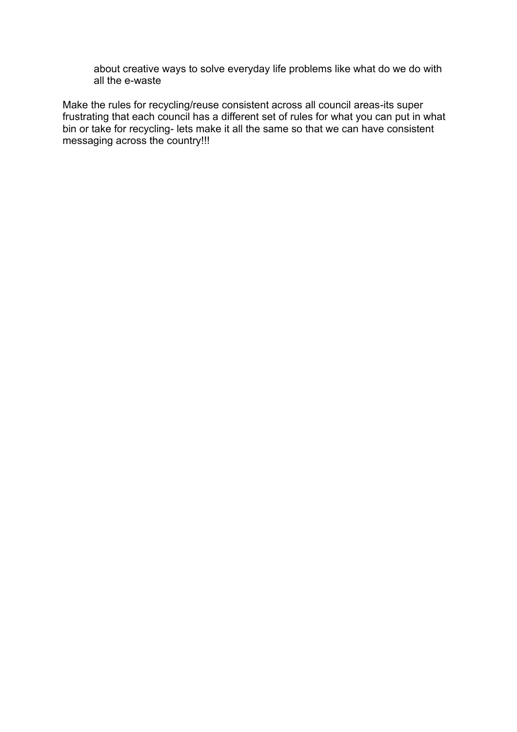about creative ways to solve everyday life problems like what do we do with all the e-waste

Make the rules for recycling/reuse consistent across all council areas-its super frustrating that each council has a different set of rules for what you can put in what bin or take for recycling- lets make it all the same so that we can have consistent messaging across the country!!!